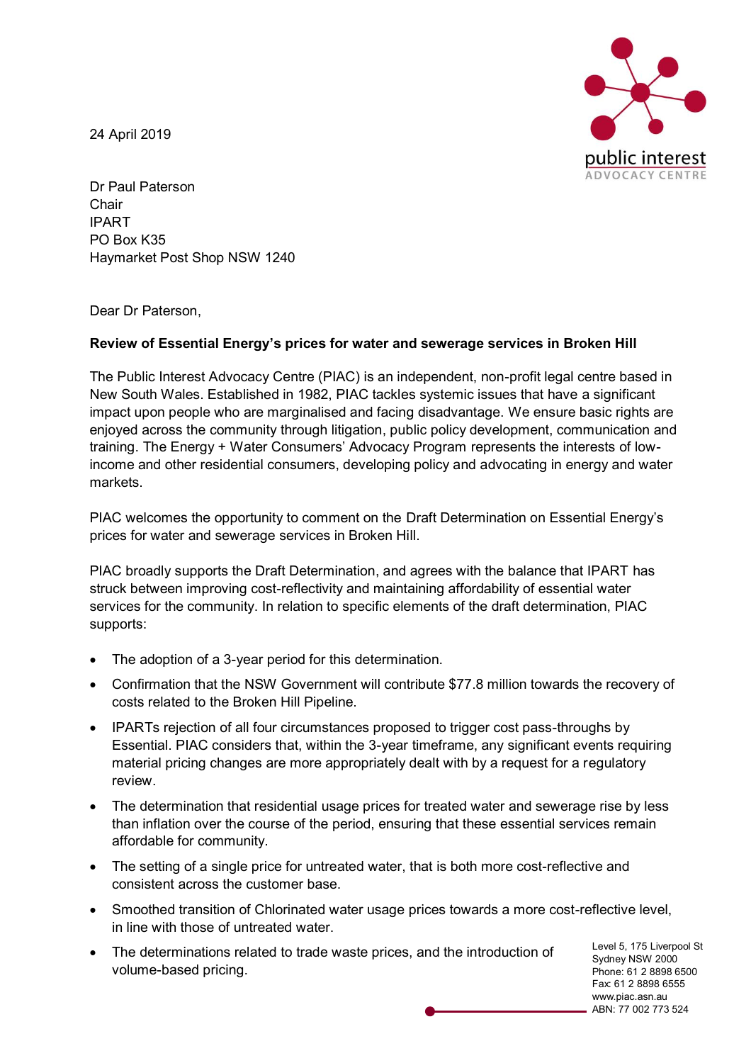24 April 2019

Dr Paul Paterson
Chair
IPART
PO Box K35
Haymarket Post Shop NSW 1240

Dear Dr Paterson,

**Review of Essential Energy's prices for water and sewerage services in Broken Hill**

The Public Interest Advocacy Centre (PIAC) is an independent, non-profit legal centre based in New South Wales. Established in 1982, PIAC tackles systemic issues that have a significant impact upon people who are marginalised and facing disadvantage. We ensure basic rights are enjoyed across the community through litigation, public policy development, communication and training. The Energy + Water Consumers' Advocacy Program represents the interests of low-income and other residential consumers, developing policy and advocating in energy and water markets.

PIAC welcomes the opportunity to comment on the Draft Determination on Essential Energy's prices for water and sewerage services in Broken Hill.

PIAC broadly supports the Draft Determination, and agrees with the balance that IPART has struck between improving cost-reflectivity and maintaining affordability of essential water services for the community. In relation to specific elements of the draft determination, PIAC supports:

- The adoption of a 3-year period for this determination.
- Confirmation that the NSW Government will contribute $77.8 million towards the recovery of costs related to the Broken Hill Pipeline.
- IPARTs rejection of all four circumstances proposed to trigger cost pass-throughs by Essential. PIAC considers that, within the 3-year timeframe, any significant events requiring material pricing changes are more appropriately dealt with by a request for a regulatory review.
- The determination that residential usage prices for treated water and sewerage rise by less than inflation over the course of the period, ensuring that these essential services remain affordable for community.
- The setting of a single price for untreated water, that is both more cost-reflective and consistent across the customer base.
- Smoothed transition of Chlorinated water usage prices towards a more cost-reflective level, in line with those of untreated water.
- The determinations related to trade waste prices, and the introduction of volume-based pricing.

Level 5, 175 Liverpool St
Sydney NSW 2000
Phone: 61 2 8898 6500
Fax: 61 2 8898 6555
www.piac.asn.au
ABN: 77 002 773 524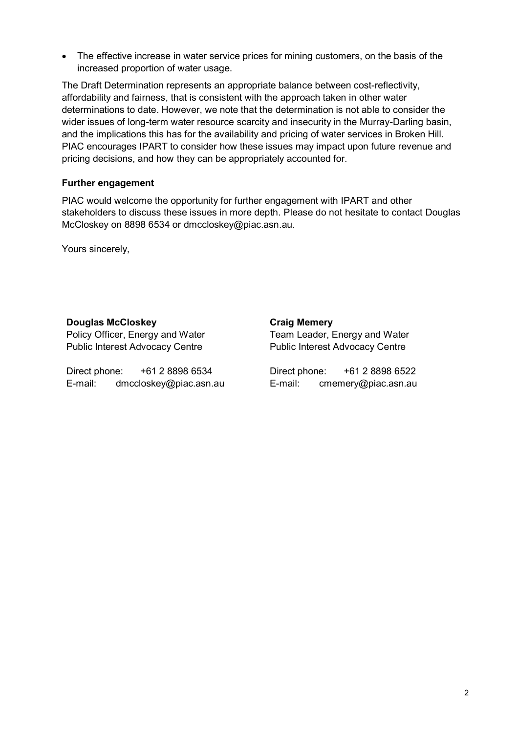- The effective increase in water service prices for mining customers, on the basis of the increased proportion of water usage.

The Draft Determination represents an appropriate balance between cost-reflectivity, affordability and fairness, that is consistent with the approach taken in other water determinations to date. However, we note that the determination is not able to consider the wider issues of long-term water resource scarcity and insecurity in the Murray-Darling basin, and the implications this has for the availability and pricing of water services in Broken Hill. PIAC encourages IPART to consider how these issues may impact upon future revenue and pricing decisions, and how they can be appropriately accounted for.

**Further engagement**

PIAC would welcome the opportunity for further engagement with IPART and other stakeholders to discuss these issues in more depth. Please do not hesitate to contact Douglas McCloskey on 8898 6534 or dmccloskey@piac.asn.au.

Yours sincerely,

**Douglas McCloskey**
Policy Officer, Energy and Water
Public Interest Advocacy Centre

Direct phone: +61 2 8898 6534
E-mail: dmccloskey@piac.asn.au

**Craig Memery**
Team Leader, Energy and Water
Public Interest Advocacy Centre

Direct phone: +61 2 8898 6522
E-mail: cmemery@piac.asn.au